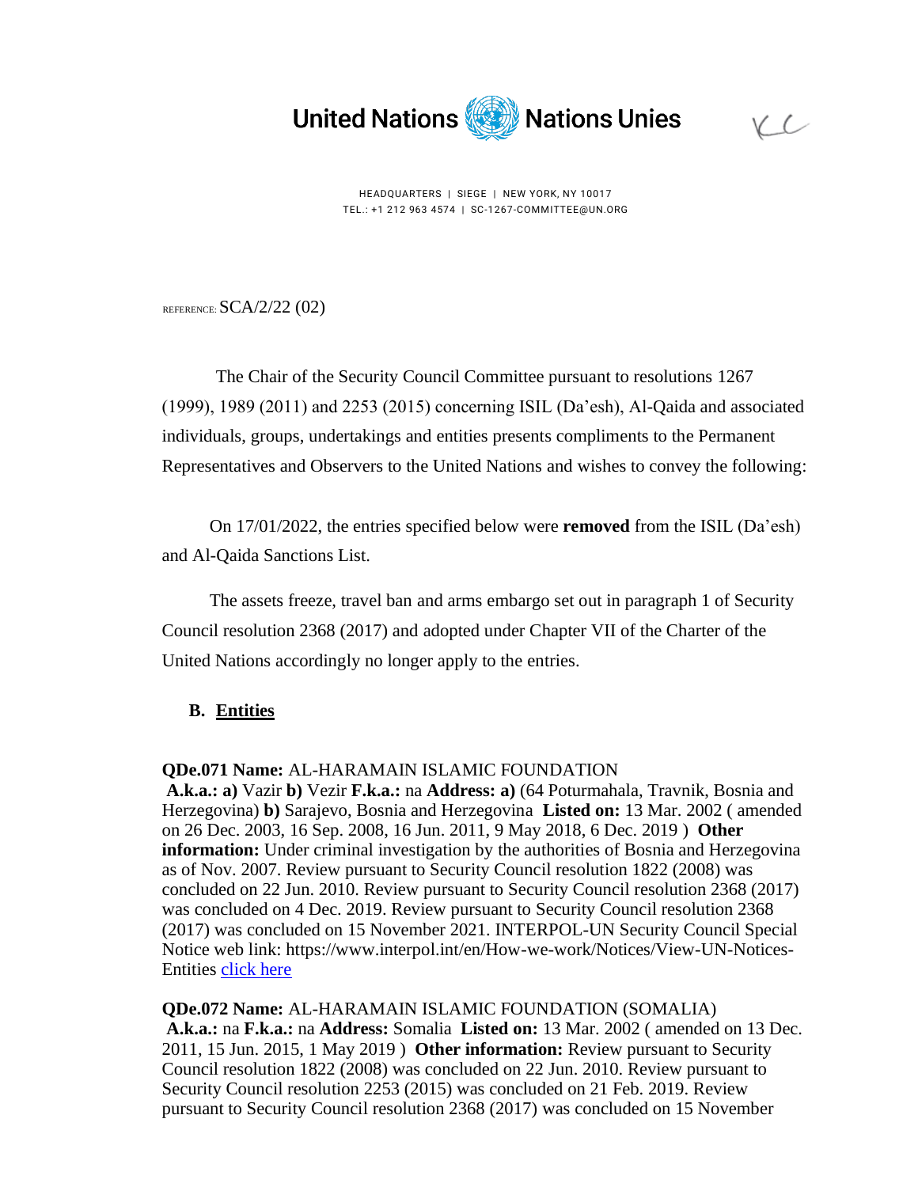United Nations Nations Unies

HEADQUARTERS | SIEGE | NEW YORK, NY 10017
TEL.: +1 212 963 4574 | SC-1267-COMMITTEE@UN.ORG

REFERENCE: SCA/2/22 (02)

The Chair of the Security Council Committee pursuant to resolutions 1267 (1999), 1989 (2011) and 2253 (2015) concerning ISIL (Da'esh), Al-Qaida and associated individuals, groups, undertakings and entities presents compliments to the Permanent Representatives and Observers to the United Nations and wishes to convey the following:

On 17/01/2022, the entries specified below were **removed** from the ISIL (Da'esh) and Al-Qaida Sanctions List.

The assets freeze, travel ban and arms embargo set out in paragraph 1 of Security Council resolution 2368 (2017) and adopted under Chapter VII of the Charter of the United Nations accordingly no longer apply to the entries.

## B. Entities

**QDe.071 Name:** AL-HARAMAIN ISLAMIC FOUNDATION
**A.k.a.: a)** Vazir **b)** Vezir **F.k.a.:** na **Address: a)** (64 Poturmahala, Travnik, Bosnia and Herzegovina) **b)** Sarajevo, Bosnia and Herzegovina **Listed on:** 13 Mar. 2002 ( amended on 26 Dec. 2003, 16 Sep. 2008, 16 Jun. 2011, 9 May 2018, 6 Dec. 2019 ) **Other information:** Under criminal investigation by the authorities of Bosnia and Herzegovina as of Nov. 2007. Review pursuant to Security Council resolution 1822 (2008) was concluded on 22 Jun. 2010. Review pursuant to Security Council resolution 2368 (2017) was concluded on 4 Dec. 2019. Review pursuant to Security Council resolution 2368 (2017) was concluded on 15 November 2021. INTERPOL-UN Security Council Special Notice web link: https://www.interpol.int/en/How-we-work/Notices/View-UN-Notices-Entities click here

**QDe.072 Name:** AL-HARAMAIN ISLAMIC FOUNDATION (SOMALIA)
**A.k.a.:** na **F.k.a.:** na **Address:** Somalia **Listed on:** 13 Mar. 2002 ( amended on 13 Dec. 2011, 15 Jun. 2015, 1 May 2019 ) **Other information:** Review pursuant to Security Council resolution 1822 (2008) was concluded on 22 Jun. 2010. Review pursuant to Security Council resolution 2253 (2015) was concluded on 21 Feb. 2019. Review pursuant to Security Council resolution 2368 (2017) was concluded on 15 November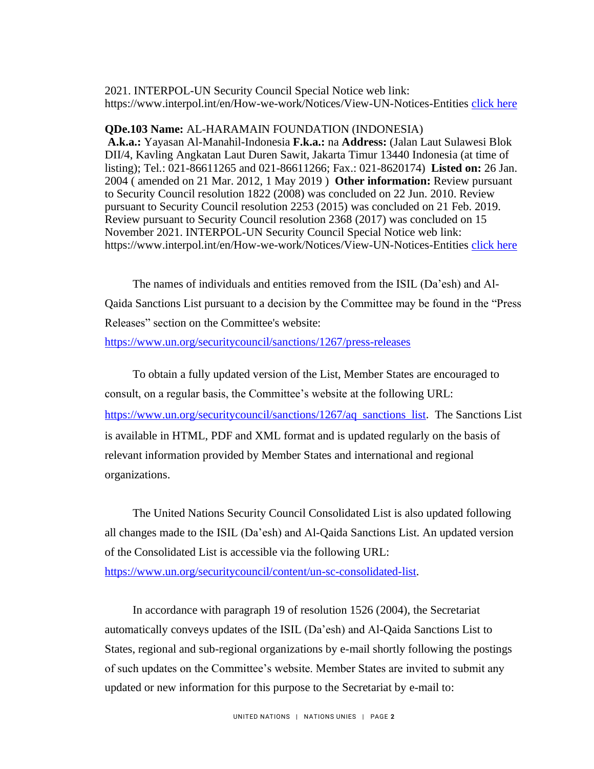2021. INTERPOL-UN Security Council Special Notice web link: https://www.interpol.int/en/How-we-work/Notices/View-UN-Notices-Entities [click here](https://www.interpol.int/en/How-we-work/Notices/View-UN-Notices-Entities)

**QDe.103 Name:** AL-HARAMAIN FOUNDATION (INDONESIA) **A.k.a.:** Yayasan Al-Manahil-Indonesia **F.k.a.:** na **Address:** (Jalan Laut Sulawesi Blok DII/4, Kavling Angkatan Laut Duren Sawit, Jakarta Timur 13440 Indonesia (at time of listing); Tel.: 021-86611265 and 021-86611266; Fax.: 021-8620174) **Listed on:** 26 Jan. 2004 ( amended on 21 Mar. 2012, 1 May 2019 ) **Other information:** Review pursuant to Security Council resolution 1822 (2008) was concluded on 22 Jun. 2010. Review pursuant to Security Council resolution 2253 (2015) was concluded on 21 Feb. 2019. Review pursuant to Security Council resolution 2368 (2017) was concluded on 15 November 2021. INTERPOL-UN Security Council Special Notice web link: https://www.interpol.int/en/How-we-work/Notices/View-UN-Notices-Entities [click here](https://www.interpol.int/en/How-we-work/Notices/View-UN-Notices-Entities)

The names of individuals and entities removed from the ISIL (Da'esh) and Al-Qaida Sanctions List pursuant to a decision by the Committee may be found in the "Press Releases" section on the Committee's website: https://www.un.org/securitycouncil/sanctions/1267/press-releases

To obtain a fully updated version of the List, Member States are encouraged to consult, on a regular basis, the Committee's website at the following URL: https://www.un.org/securitycouncil/sanctions/1267/aq_sanctions_list. The Sanctions List is available in HTML, PDF and XML format and is updated regularly on the basis of relevant information provided by Member States and international and regional organizations.

The United Nations Security Council Consolidated List is also updated following all changes made to the ISIL (Da'esh) and Al-Qaida Sanctions List. An updated version of the Consolidated List is accessible via the following URL: https://www.un.org/securitycouncil/content/un-sc-consolidated-list.

In accordance with paragraph 19 of resolution 1526 (2004), the Secretariat automatically conveys updates of the ISIL (Da'esh) and Al-Qaida Sanctions List to States, regional and sub-regional organizations by e-mail shortly following the postings of such updates on the Committee's website. Member States are invited to submit any updated or new information for this purpose to the Secretariat by e-mail to: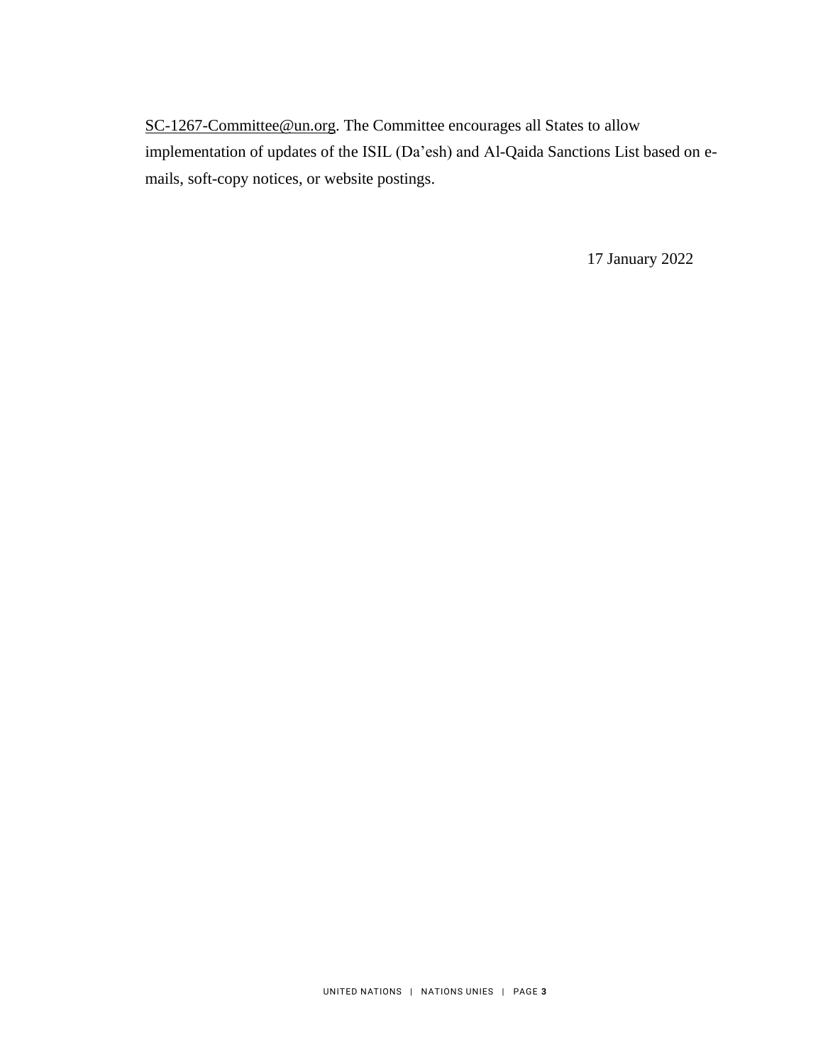SC-1267-Committee@un.org. The Committee encourages all States to allow implementation of updates of the ISIL (Da'esh) and Al-Qaida Sanctions List based on e-mails, soft-copy notices, or website postings.

17 January 2022